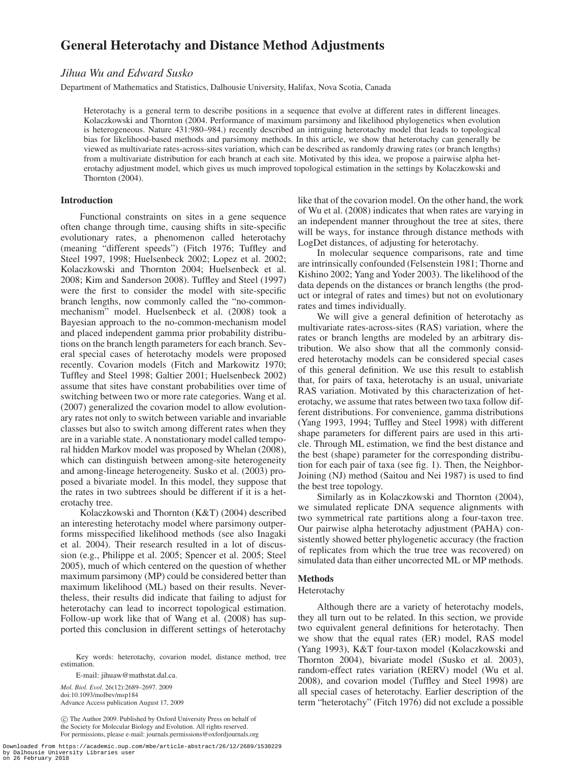# General Heterotachy and Distance Method Adjustments

*Jihua Wu and Edward Susko*

Department of Mathematics and Statistics, Dalhousie University, Halifax, Nova Scotia, Canada

Heterotachy is a general term to describe positions in a sequence that evolve at different rates in different lineages. Kolaczkowski and Thornton (2004. Performance of maximum parsimony and likelihood phylogenetics when evolution is heterogeneous. Nature 431:980–984.) recently described an intriguing heterotachy model that leads to topological bias for likelihood-based methods and parsimony methods. In this article, we show that heterotachy can generally be viewed as multivariate rates-across-sites variation, which can be described as randomly drawing rates (or branch lengths) from a multivariate distribution for each branch at each site. Motivated by this idea, we propose a pairwise alpha heterotachy adjustment model, which gives us much improved topological estimation in the settings by Kolaczkowski and Thornton (2004).

## Introduction

Functional constraints on sites in a gene sequence often change through time, causing shifts in site-specific evolutionary rates, a phenomenon called heterotachy (meaning "different speeds") (Fitch 1976; Tuffley and Steel 1997, 1998; Huelsenbeck 2002; Lopez et al. 2002; Kolaczkowski and Thornton 2004; Huelsenbeck et al. 2008; Kim and Sanderson 2008). Tuffley and Steel (1997) were the first to consider the model with site-specific branch lengths, now commonly called the "no-common-mechanism" model. Huelsenbeck et al. (2008) took a Bayesian approach to the no-common-mechanism model and placed independent gamma prior probability distributions on the branch length parameters for each branch. Several special cases of heterotachy models were proposed recently. Covarion models (Fitch and Markowitz 1970; Tuffley and Steel 1998; Galtier 2001; Huelsenbeck 2002) assume that sites have constant probabilities over time of switching between two or more rate categories. Wang et al. (2007) generalized the covarion model to allow evolutionary rates not only to switch between variable and invariable classes but also to switch among different rates when they are in a variable state. A nonstationary model called temporal hidden Markov model was proposed by Whelan (2008), which can distinguish between among-site heterogeneity and among-lineage heterogeneity. Susko et al. (2003) proposed a bivariate model. In this model, they suppose that the rates in two subtrees should be different if it is a heterotachy tree.

Kolaczkowski and Thornton (K&T) (2004) described an interesting heterotachy model where parsimony outperforms misspecified likelihood methods (see also Inagaki et al. 2004). Their research resulted in a lot of discussion (e.g., Philippe et al. 2005; Spencer et al. 2005; Steel 2005), much of which centered on the question of whether maximum parsimony (MP) could be considered better than maximum likelihood (ML) based on their results. Nevertheless, their results did indicate that failing to adjust for heterotachy can lead to incorrect topological estimation. Follow-up work like that of Wang et al. (2008) has supported this conclusion in different settings of heterotachy like that of the covarion model. On the other hand, the work of Wu et al. (2008) indicates that when rates are varying in an independent manner throughout the tree at sites, there will be ways, for instance through distance methods with LogDet distances, of adjusting for heterotachy.

In molecular sequence comparisons, rate and time are intrinsically confounded (Felsenstein 1981; Thorne and Kishino 2002; Yang and Yoder 2003). The likelihood of the data depends on the distances or branch lengths (the product or integral of rates and times) but not on evolutionary rates and times individually.

We will give a general definition of heterotachy as multivariate rates-across-sites (RAS) variation, where the rates or branch lengths are modeled by an arbitrary distribution. We also show that all the commonly considered heterotachy models can be considered special cases of this general definition. We use this result to establish that, for pairs of taxa, heterotachy is an usual, univariate RAS variation. Motivated by this characterization of heterotachy, we assume that rates between two taxa follow different distributions. For convenience, gamma distributions (Yang 1993, 1994; Tuffley and Steel 1998) with different shape parameters for different pairs are used in this article. Through ML estimation, we find the best distance and the best (shape) parameter for the corresponding distribution for each pair of taxa (see fig. 1). Then, the Neighbor-Joining (NJ) method (Saitou and Nei 1987) is used to find the best tree topology.

Similarly as in Kolaczkowski and Thornton (2004), we simulated replicate DNA sequence alignments with two symmetrical rate partitions along a four-taxon tree. Our pairwise alpha heterotachy adjustment (PAHA) consistently showed better phylogenetic accuracy (the fraction of replicates from which the true tree was recovered) on simulated data than either uncorrected ML or MP methods.

## Methods

### Heterotachy

Although there are a variety of heterotachy models, they all turn out to be related. In this section, we provide two equivalent general definitions for heterotachy. Then we show that the equal rates (ER) model, RAS model (Yang 1993), K&T four-taxon model (Kolaczkowski and Thornton 2004), bivariate model (Susko et al. 2003), random-effect rates variation (RERV) model (Wu et al. 2008), and covarion model (Tuffley and Steel 1998) are all special cases of heterotachy. Earlier description of the term "heterotachy" (Fitch 1976) did not exclude a possible

Key words: heterotachy, covarion model, distance method, tree estimation.

E-mail: jihuaw@mathstat.dal.ca.

*Mol. Biol. Evol.* 26(12):2689–2697. 2009
doi:10.1093/molbev/msp184
Advance Access publication August 17, 2009

© The Author 2009. Published by Oxford University Press on behalf of the Society for Molecular Biology and Evolution. All rights reserved. For permissions, please e-mail: journals.permissions@oxfordjournals.org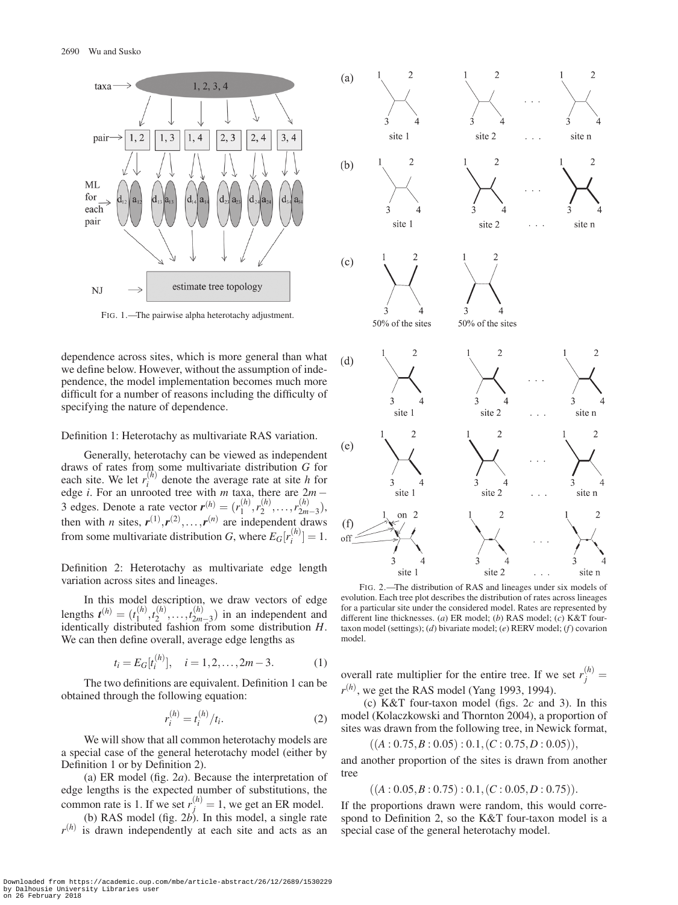FIG. 1.—The pairwise alpha heterotachy adjustment.

FIG. 2.—The distribution of RAS and lineages under six models of evolution. Each tree plot describes the distribution of rates across lineages for a particular site under the considered model. Rates are represented by different line thicknesses. (*a*) ER model; (*b*) RAS model; (*c*) K&T four-taxon model (settings); (*d*) bivariate model; (*e*) RERV model; (*f*) covarion model.

dependence across sites, which is more general than what we define below. However, without the assumption of independence, the model implementation becomes much more difficult for a number of reasons including the difficulty of specifying the nature of dependence.

Definition 1: Heterotachy as multivariate RAS variation.

Generally, heterotachy can be viewed as independent draws of rates from some multivariate distribution $G$ for each site. We let $r_i^{(h)}$ denote the average rate at site $h$ for edge $i$. For an unrooted tree with $m$ taxa, there are $2m-3$ edges. Denote a rate vector $\boldsymbol{r}^{(h)} = (r_1^{(h)}, r_2^{(h)}, \ldots, r_{2m-3}^{(h)})$, then with $n$ sites, $\boldsymbol{r}^{(1)}, \boldsymbol{r}^{(2)}, \ldots, \boldsymbol{r}^{(n)}$ are independent draws from some multivariate distribution $G$, where $E_G[r_i^{(h)}] = 1$.

Definition 2: Heterotachy as multivariate edge length variation across sites and lineages.

In this model description, we draw vectors of edge lengths $\boldsymbol{t}^{(h)} = (t_1^{(h)}, t_2^{(h)}, \ldots, t_{2m-3}^{(h)})$ in an independent and identically distributed fashion from some distribution $H$. We can then define overall, average edge lengths as

$$t_i = E_G[t_i^{(h)}], \quad i = 1, 2, \ldots, 2m-3. \tag{1}$$

The two definitions are equivalent. Definition 1 can be obtained through the following equation:

$$r_i^{(h)} = t_i^{(h)}/t_i. \tag{2}$$

We will show that all common heterotachy models are a special case of the general heterotachy model (either by Definition 1 or by Definition 2).

(a) ER model (fig. 2*a*). Because the interpretation of edge lengths is the expected number of substitutions, the common rate is 1. If we set $r_j^{(h)} = 1$, we get an ER model.

(b) RAS model (fig. 2*b*). In this model, a single rate $r^{(h)}$ is drawn independently at each site and acts as an overall rate multiplier for the entire tree. If we set $r_j^{(h)} = r^{(h)}$, we get the RAS model (Yang 1993, 1994).

(c) K&T four-taxon model (figs. 2*c* and 3). In this model (Kolaczkowski and Thornton 2004), a proportion of sites was drawn from the following tree, in Newick format,

$$((A:0.75, B:0.05):0.1, (C:0.75, D:0.05)),$$

and another proportion of the sites is drawn from another tree

$$((A:0.05, B:0.75):0.1, (C:0.05, D:0.75)).$$

If the proportions drawn were random, this would correspond to Definition 2, so the K&T four-taxon model is a special case of the general heterotachy model.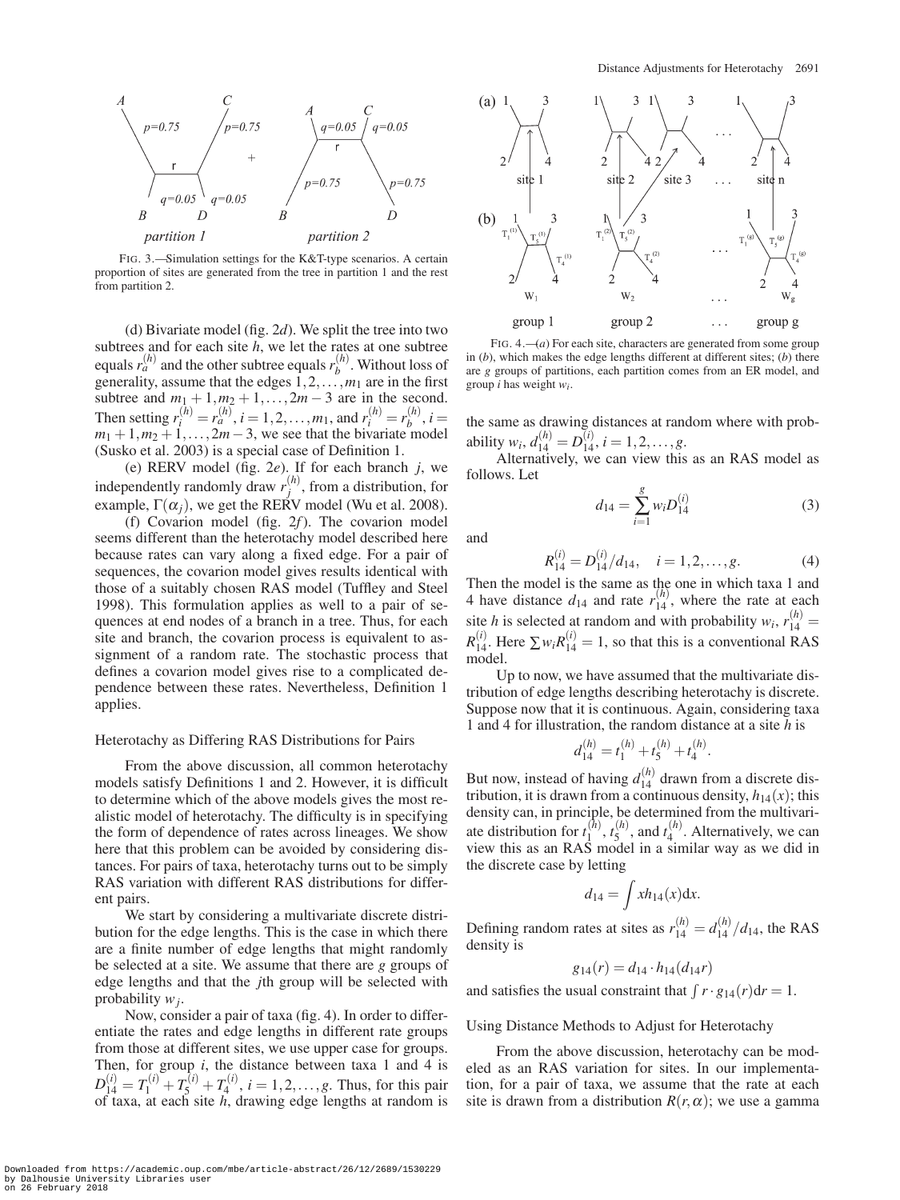FIG. 3.—Simulation settings for the K&T-type scenarios. A certain proportion of sites are generated from the tree in partition 1 and the rest from partition 2.

(d) Bivariate model (fig. 2*d*). We split the tree into two subtrees and for each site $h$, we let the rates at one subtree equals $r_a^{(h)}$ and the other subtree equals $r_b^{(h)}$. Without loss of generality, assume that the edges $1, 2, \ldots, m_1$ are in the first subtree and $m_1+1, m_2+1, \ldots, 2m-3$ are in the second. Then setting $r_i^{(h)} = r_a^{(h)}, i = 1, 2, \ldots, m_1$, and $r_i^{(h)} = r_b^{(h)}, i = m_1+1, m_2+1, \ldots, 2m-3$, we see that the bivariate model (Susko et al. 2003) is a special case of Definition 1.

(e) RERV model (fig. 2*e*). If for each branch $j$, we independently randomly draw $r_j^{(h)}$, from a distribution, for example, $\Gamma(\alpha_j)$, we get the RERV model (Wu et al. 2008).

(f) Covarion model (fig. 2*f*). The covarion model seems different than the heterotachy model described here because rates can vary along a fixed edge. For a pair of sequences, the covarion model gives results identical with those of a suitably chosen RAS model (Tuffley and Steel 1998). This formulation applies as well to a pair of sequences at end nodes of a branch in a tree. Thus, for each site and branch, the covarion process is equivalent to assignment of a random rate. The stochastic process that defines a covarion model gives rise to a complicated dependence between these rates. Nevertheless, Definition 1 applies.

### Heterotachy as Differing RAS Distributions for Pairs

From the above discussion, all common heterotachy models satisfy Definitions 1 and 2. However, it is difficult to determine which of the above models gives the most realistic model of heterotachy. The difficulty is in specifying the form of dependence of rates across lineages. We show here that this problem can be avoided by considering distances. For pairs of taxa, heterotachy turns out to be simply RAS variation with different RAS distributions for different pairs.

We start by considering a multivariate discrete distribution for the edge lengths. This is the case in which there are a finite number of edge lengths that might randomly be selected at a site. We assume that there are $g$ groups of edge lengths and that the $j$th group will be selected with probability $w_j$.

Now, consider a pair of taxa (fig. 4). In order to differentiate the rates and edge lengths in different rate groups from those at different sites, we use upper case for groups. Then, for group $i$, the distance between taxa 1 and 4 is $D_{14}^{(i)} = T_1^{(i)} + T_5^{(i)} + T_4^{(i)}, i = 1, 2, \ldots, g$. Thus, for this pair of taxa, at each site $h$, drawing edge lengths at random is the same as drawing distances at random where with probability $w_i$, $d_{14}^{(h)} = D_{14}^{(i)}, i = 1, 2, \ldots, g$.

FIG. 4.—(*a*) For each site, characters are generated from some group in (*b*), which makes the edge lengths different at different sites; (*b*) there are $g$ groups of partitions, each partition comes from an ER model, and group $i$ has weight $w_i$.

Alternatively, we can view this as an RAS model as follows. Let

$$d_{14} = \sum_{i=1}^{g} w_i D_{14}^{(i)} \tag{3}$$

and

$$R_{14}^{(i)} = D_{14}^{(i)}/d_{14}, \quad i = 1, 2, \ldots, g. \tag{4}$$

Then the model is the same as the one in which taxa 1 and 4 have distance $d_{14}$ and rate $r_{14}^{(h)}$, where the rate at each site $h$ is selected at random and with probability $w_i$, $r_{14}^{(h)} = R_{14}^{(i)}$. Here $\sum w_i R_{14}^{(i)} = 1$, so that this is a conventional RAS model.

Up to now, we have assumed that the multivariate distribution of edge lengths describing heterotachy is discrete. Suppose now that it is continuous. Again, considering taxa 1 and 4 for illustration, the random distance at a site $h$ is

$$d_{14}^{(h)} = t_1^{(h)} + t_5^{(h)} + t_4^{(h)}.$$

But now, instead of having $d_{14}^{(h)}$ drawn from a discrete distribution, it is drawn from a continuous density, $h_{14}(x)$; this density can, in principle, be determined from the multivariate distribution for $t_1^{(h)}$, $t_5^{(h)}$, and $t_4^{(h)}$. Alternatively, we can view this as an RAS model in a similar way as we did in the discrete case by letting

$$d_{14} = \int x h_{14}(x) \mathrm{d}x.$$

Defining random rates at sites as $r_{14}^{(h)} = d_{14}^{(h)}/d_{14}$, the RAS density is

$$g_{14}(r) = d_{14} \cdot h_{14}(d_{14} r)$$

and satisfies the usual constraint that $\int r \cdot g_{14}(r) \mathrm{d}r = 1$.

### Using Distance Methods to Adjust for Heterotachy

From the above discussion, heterotachy can be modeled as an RAS variation for sites. In our implementation, for a pair of taxa, we assume that the rate at each site is drawn from a distribution $R(r, \alpha)$; we use a gamma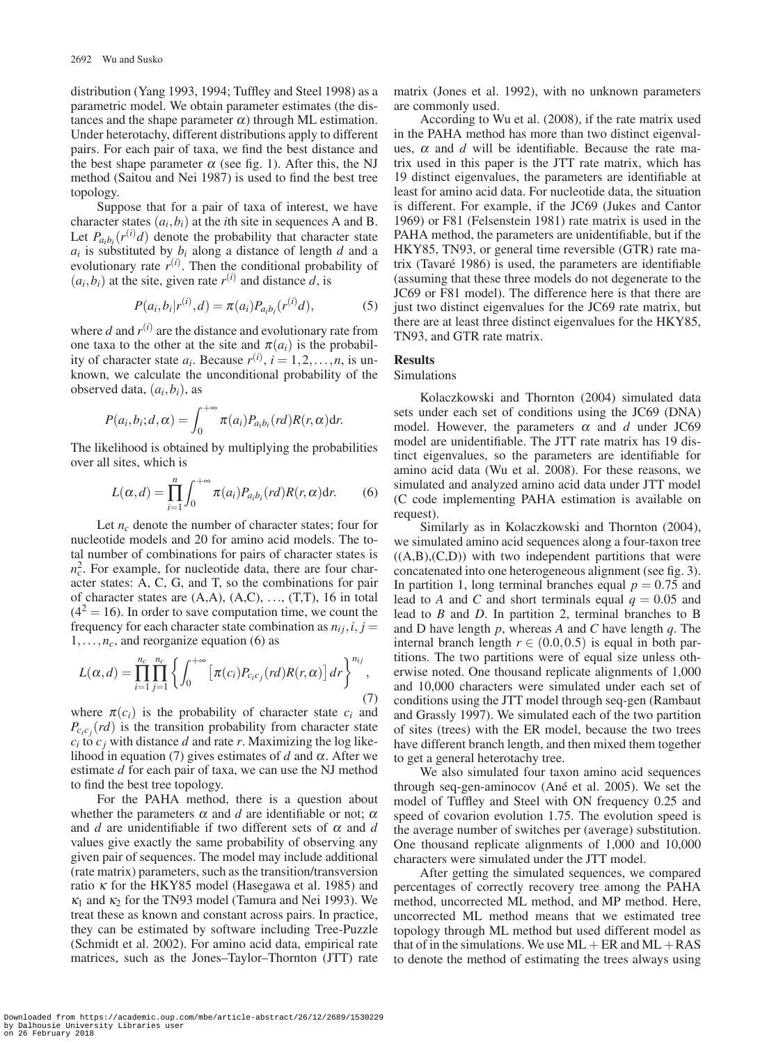distribution (Yang 1993, 1994; Tuffley and Steel 1998) as a parametric model. We obtain parameter estimates (the distances and the shape parameter $\alpha$) through ML estimation. Under heterotachy, different distributions apply to different pairs. For each pair of taxa, we find the best distance and the best shape parameter $\alpha$ (see fig. 1). After this, the NJ method (Saitou and Nei 1987) is used to find the best tree topology.

Suppose that for a pair of taxa of interest, we have character states $(a_i, b_i)$ at the $i$th site in sequences A and B. Let $P_{a_ib_i}(r^{(i)}d)$ denote the probability that character state $a_i$ is substituted by $b_i$ along a distance of length $d$ and a evolutionary rate $r^{(i)}$. Then the conditional probability of $(a_i, b_i)$ at the site, given rate $r^{(i)}$ and distance $d$, is

$$P(a_i, b_i | r^{(i)}, d) = \pi(a_i) P_{a_ib_i}(r^{(i)}d), \tag{5}$$

where $d$ and $r^{(i)}$ are the distance and evolutionary rate from one taxa to the other at the site and $\pi(a_i)$ is the probability of character state $a_i$. Because $r^{(i)}$, $i = 1, 2, \ldots, n$, is unknown, we calculate the unconditional probability of the observed data, $(a_i, b_i)$, as

$$P(a_i, b_i; d, \alpha) = \int_0^{+\infty} \pi(a_i) P_{a_ib_i}(rd) R(r, \alpha) \mathrm{d}r.$$

The likelihood is obtained by multiplying the probabilities over all sites, which is

$$L(\alpha, d) = \prod_{i=1}^{n} \int_0^{+\infty} \pi(a_i) P_{a_ib_i}(rd) R(r, \alpha) \mathrm{d}r. \tag{6}$$

Let $n_c$ denote the number of character states; four for nucleotide models and 20 for amino acid models. The total number of combinations for pairs of character states is $n_c^2$. For example, for nucleotide data, there are four character states: A, C, G, and T, so the combinations for pair of character states are (A,A), (A,C), ..., (T,T), 16 in total ($4^2 = 16$). In order to save computation time, we count the frequency for each character state combination as $n_{ij}, i, j = 1, \ldots, n_c$, and reorganize equation (6) as

$$L(\alpha, d) = \prod_{i=1}^{n_c} \prod_{j=1}^{n_c} \left\{ \int_0^{+\infty} \left[ \pi(c_i) P_{c_ic_j}(rd) R(r, \alpha) \right] dr \right\}^{n_{ij}}, \tag{7}$$

where $\pi(c_i)$ is the probability of character state $c_i$ and $P_{c_ic_j}(rd)$ is the transition probability from character state $c_i$ to $c_j$ with distance $d$ and rate $r$. Maximizing the log likelihood in equation (7) gives estimates of $d$ and $\alpha$. After we estimate $d$ for each pair of taxa, we can use the NJ method to find the best tree topology.

For the PAHA method, there is a question about whether the parameters $\alpha$ and $d$ are identifiable or not; $\alpha$ and $d$ are unidentifiable if two different sets of $\alpha$ and $d$ values give exactly the same probability of observing any given pair of sequences. The model may include additional (rate matrix) parameters, such as the transition/transversion ratio $\kappa$ for the HKY85 model (Hasegawa et al. 1985) and $\kappa_1$ and $\kappa_2$ for the TN93 model (Tamura and Nei 1993). We treat these as known and constant across pairs. In practice, they can be estimated by software including Tree-Puzzle (Schmidt et al. 2002). For amino acid data, empirical rate matrices, such as the Jones–Taylor–Thornton (JTT) rate matrix (Jones et al. 1992), with no unknown parameters are commonly used.

According to Wu et al. (2008), if the rate matrix used in the PAHA method has more than two distinct eigenvalues, $\alpha$ and $d$ will be identifiable. Because the rate matrix used in this paper is the JTT rate matrix, which has 19 distinct eigenvalues, the parameters are identifiable at least for amino acid data. For nucleotide data, the situation is different. For example, if the JC69 (Jukes and Cantor 1969) or F81 (Felsenstein 1981) rate matrix is used in the PAHA method, the parameters are unidentifiable, but if the HKY85, TN93, or general time reversible (GTR) rate matrix (Tavaré 1986) is used, the parameters are identifiable (assuming that these three models do not degenerate to the JC69 or F81 model). The difference here is that there are just two distinct eigenvalues for the JC69 rate matrix, but there are at least three distinct eigenvalues for the HKY85, TN93, and GTR rate matrix.

## Results

### Simulations

Kolaczkowski and Thornton (2004) simulated data sets under each set of conditions using the JC69 (DNA) model. However, the parameters $\alpha$ and $d$ under JC69 model are unidentifiable. The JTT rate matrix has 19 distinct eigenvalues, so the parameters are identifiable for amino acid data (Wu et al. 2008). For these reasons, we simulated and analyzed amino acid data under JTT model (C code implementing PAHA estimation is available on request).

Similarly as in Kolaczkowski and Thornton (2004), we simulated amino acid sequences along a four-taxon tree ((A,B),(C,D)) with two independent partitions that were concatenated into one heterogeneous alignment (see fig. 3). In partition 1, long terminal branches equal $p = 0.75$ and lead to $A$ and $C$ and short terminals equal $q = 0.05$ and lead to $B$ and $D$. In partition 2, terminal branches to B and D have length $p$, whereas $A$ and $C$ have length $q$. The internal branch length $r \in (0.0, 0.5)$ is equal in both partitions. The two partitions were of equal size unless otherwise noted. One thousand replicate alignments of 1,000 and 10,000 characters were simulated under each set of conditions using the JTT model through seq-gen (Rambaut and Grassly 1997). We simulated each of the two partition of sites (trees) with the ER model, because the two trees have different branch length, and then mixed them together to get a general heterotachy tree.

We also simulated four taxon amino acid sequences through seq-gen-aminocov (Ané et al. 2005). We set the model of Tuffley and Steel with ON frequency 0.25 and speed of covarion evolution 1.75. The evolution speed is the average number of switches per (average) substitution. One thousand replicate alignments of 1,000 and 10,000 characters were simulated under the JTT model.

After getting the simulated sequences, we compared percentages of correctly recovery tree among the PAHA method, uncorrected ML method, and MP method. Here, uncorrected ML method means that we estimated tree topology through ML method but used different model as that of in the simulations. We use ML + ER and ML + RAS to denote the method of estimating the trees always using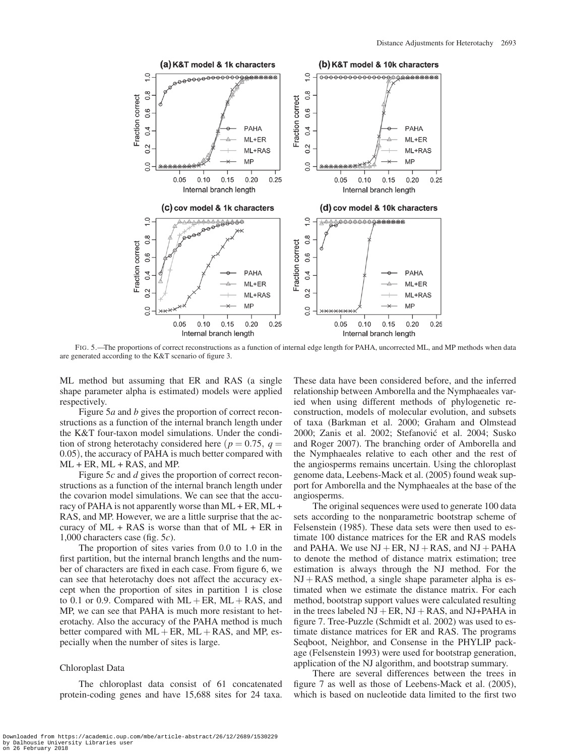FIG. 5.—The proportions of correct reconstructions as a function of internal edge length for PAHA, uncorrected ML, and MP methods when data are generated according to the K&T scenario of figure 3.

ML method but assuming that ER and RAS (a single shape parameter alpha is estimated) models were applied respectively.

Figure 5*a* and *b* gives the proportion of correct reconstructions as a function of the internal branch length under the K&T four-taxon model simulations. Under the condition of strong heterotachy considered here ($p = 0.75$, $q = 0.05$), the accuracy of PAHA is much better compared with ML + ER, ML + RAS, and MP.

Figure 5*c* and *d* gives the proportion of correct reconstructions as a function of the internal branch length under the covarion model simulations. We can see that the accuracy of PAHA is not apparently worse than ML + ER, ML + RAS, and MP. However, we are a little surprise that the accuracy of ML + RAS is worse than that of ML + ER in 1,000 characters case (fig. 5*c*).

The proportion of sites varies from 0.0 to 1.0 in the first partition, but the internal branch lengths and the number of characters are fixed in each case. From figure 6, we can see that heterotachy does not affect the accuracy except when the proportion of sites in partition 1 is close to 0.1 or 0.9. Compared with ML + ER, ML + RAS, and MP, we can see that PAHA is much more resistant to heterotachy. Also the accuracy of the PAHA method is much better compared with ML + ER, ML + RAS, and MP, especially when the number of sites is large.

### Chloroplast Data

The chloroplast data consist of 61 concatenated protein-coding genes and have 15,688 sites for 24 taxa. These data have been considered before, and the inferred relationship between Amborella and the Nymphaeales varied when using different methods of phylogenetic reconstruction, models of molecular evolution, and subsets of taxa (Barkman et al. 2000; Graham and Olmstead 2000; Zanis et al. 2002; Stefanović et al. 2004; Susko and Roger 2007). The branching order of Amborella and the Nymphaeales relative to each other and the rest of the angiosperms remains uncertain. Using the chloroplast genome data, Leebens-Mack et al. (2005) found weak support for Amborella and the Nymphaeales at the base of the angiosperms.

The original sequences were used to generate 100 data sets according to the nonparametric bootstrap scheme of Felsenstein (1985). These data sets were then used to estimate 100 distance matrices for the ER and RAS models and PAHA. We use NJ + ER, NJ + RAS, and NJ + PAHA to denote the method of distance matrix estimation; tree estimation is always through the NJ method. For the NJ + RAS method, a single shape parameter alpha is estimated when we estimate the distance matrix. For each method, bootstrap support values were calculated resulting in the trees labeled NJ + ER, NJ + RAS, and NJ+PAHA in figure 7. Tree-Puzzle (Schmidt et al. 2002) was used to estimate distance matrices for ER and RAS. The programs Seqboot, Neighbor, and Consense in the PHYLIP package (Felsenstein 1993) were used for bootstrap generation, application of the NJ algorithm, and bootstrap summary.

There are several differences between the trees in figure 7 as well as those of Leebens-Mack et al. (2005), which is based on nucleotide data limited to the first two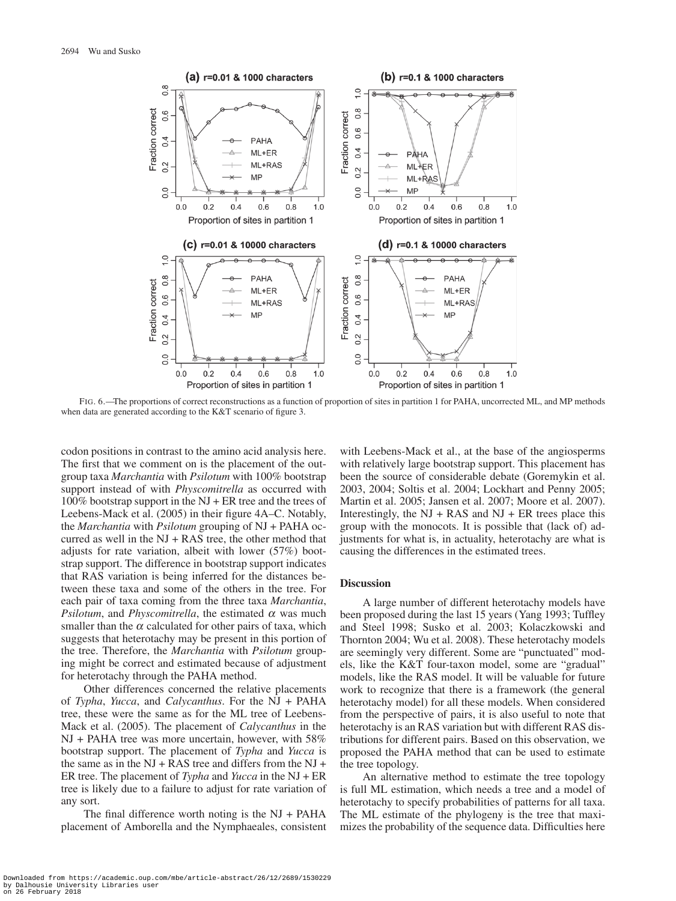FIG. 6.—The proportions of correct reconstructions as a function of proportion of sites in partition 1 for PAHA, uncorrected ML, and MP methods when data are generated according to the K&T scenario of figure 3.

codon positions in contrast to the amino acid analysis here. The first that we comment on is the placement of the outgroup taxa *Marchantia* with *Psilotum* with 100% bootstrap support instead of with *Physcomitrella* as occurred with 100% bootstrap support in the NJ + ER tree and the trees of Leebens-Mack et al. (2005) in their figure 4A–C. Notably, the *Marchantia* with *Psilotum* grouping of NJ + PAHA occurred as well in the NJ + RAS tree, the other method that adjusts for rate variation, albeit with lower (57%) bootstrap support. The difference in bootstrap support indicates that RAS variation is being inferred for the distances between these taxa and some of the others in the tree. For each pair of taxa coming from the three taxa *Marchantia*, *Psilotum*, and *Physcomitrella*, the estimated $\alpha$ was much smaller than the $\alpha$ calculated for other pairs of taxa, which suggests that heterotachy may be present in this portion of the tree. Therefore, the *Marchantia* with *Psilotum* grouping might be correct and estimated because of adjustment for heterotachy through the PAHA method.

Other differences concerned the relative placements of *Typha*, *Yucca*, and *Calycanthus*. For the NJ + PAHA tree, these were the same as for the ML tree of Leebens-Mack et al. (2005). The placement of *Calycanthus* in the NJ + PAHA tree was more uncertain, however, with 58% bootstrap support. The placement of *Typha* and *Yucca* is the same as in the NJ + RAS tree and differs from the NJ + ER tree. The placement of *Typha* and *Yucca* in the NJ + ER tree is likely due to a failure to adjust for rate variation of any sort.

The final difference worth noting is the NJ + PAHA placement of Amborella and the Nymphaeales, consistent with Leebens-Mack et al., at the base of the angiosperms with relatively large bootstrap support. This placement has been the source of considerable debate (Goremykin et al. 2003, 2004; Soltis et al. 2004; Lockhart and Penny 2005; Martin et al. 2005; Jansen et al. 2007; Moore et al. 2007). Interestingly, the NJ + RAS and NJ + ER trees place this group with the monocots. It is possible that (lack of) adjustments for what is, in actuality, heterotachy are what is causing the differences in the estimated trees.

## Discussion

A large number of different heterotachy models have been proposed during the last 15 years (Yang 1993; Tuffley and Steel 1998; Susko et al. 2003; Kolaczkowski and Thornton 2004; Wu et al. 2008). These heterotachy models are seemingly very different. Some are "punctuated" models, like the K&T four-taxon model, some are "gradual" models, like the RAS model. It will be valuable for future work to recognize that there is a framework (the general heterotachy model) for all these models. When considered from the perspective of pairs, it is also useful to note that heterotachy is an RAS variation but with different RAS distributions for different pairs. Based on this observation, we proposed the PAHA method that can be used to estimate the tree topology.

An alternative method to estimate the tree topology is full ML estimation, which needs a tree and a model of heterotachy to specify probabilities of patterns for all taxa. The ML estimate of the phylogeny is the tree that maximizes the probability of the sequence data. Difficulties here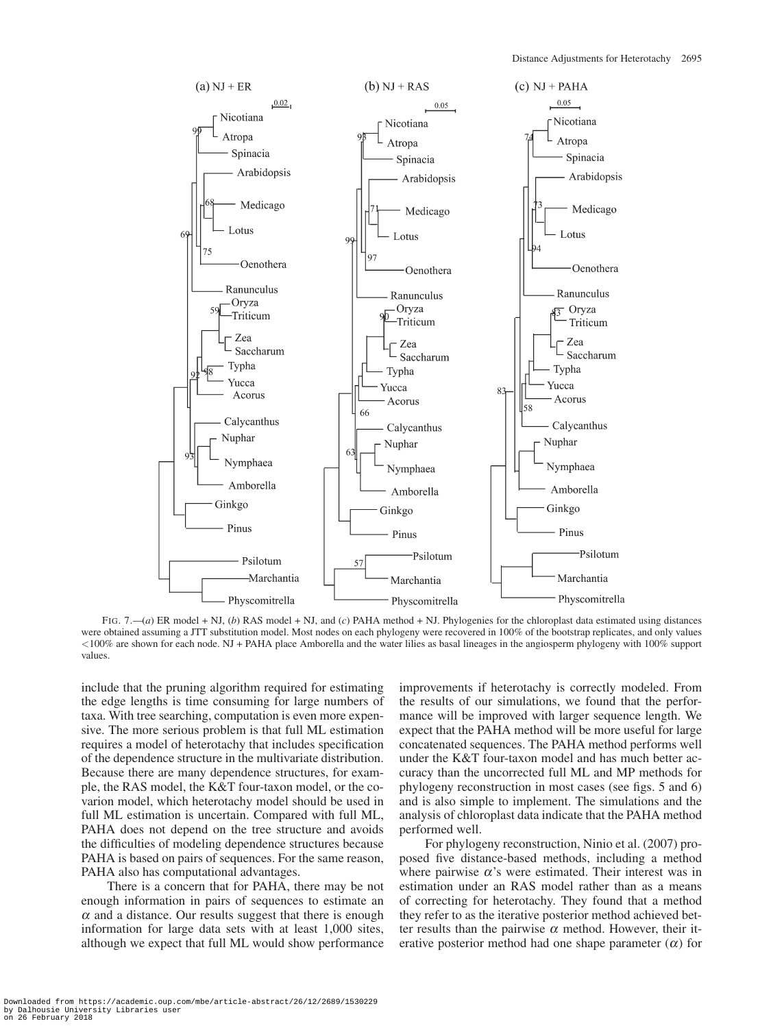FIG. 7.—(*a*) ER model + NJ, (*b*) RAS model + NJ, and (*c*) PAHA method + NJ. Phylogenies for the chloroplast data estimated using distances were obtained assuming a JTT substitution model. Most nodes on each phylogeny were recovered in 100% of the bootstrap replicates, and only values <100% are shown for each node. NJ + PAHA place Amborella and the water lilies as basal lineages in the angiosperm phylogeny with 100% support values.

include that the pruning algorithm required for estimating the edge lengths is time consuming for large numbers of taxa. With tree searching, computation is even more expensive. The more serious problem is that full ML estimation requires a model of heterotachy that includes specification of the dependence structure in the multivariate distribution. Because there are many dependence structures, for example, the RAS model, the K&T four-taxon model, or the covarion model, which heterotachy model should be used in full ML estimation is uncertain. Compared with full ML, PAHA does not depend on the tree structure and avoids the difficulties of modeling dependence structures because PAHA is based on pairs of sequences. For the same reason, PAHA also has computational advantages.

There is a concern that for PAHA, there may be not enough information in pairs of sequences to estimate an $\alpha$ and a distance. Our results suggest that there is enough information for large data sets with at least 1,000 sites, although we expect that full ML would show performance improvements if heterotachy is correctly modeled. From the results of our simulations, we found that the performance will be improved with larger sequence length. We expect that the PAHA method will be more useful for large concatenated sequences. The PAHA method performs well under the K&T four-taxon model and has much better accuracy than the uncorrected full ML and MP methods for phylogeny reconstruction in most cases (see figs. 5 and 6) and is also simple to implement. The simulations and the analysis of chloroplast data indicate that the PAHA method performed well.

For phylogeny reconstruction, Ninio et al. (2007) proposed five distance-based methods, including a method where pairwise $\alpha$'s were estimated. Their interest was in estimation under an RAS model rather than as a means of correcting for heterotachy. They found that a method they refer to as the iterative posterior method achieved better results than the pairwise $\alpha$ method. However, their iterative posterior method had one shape parameter ($\alpha$) for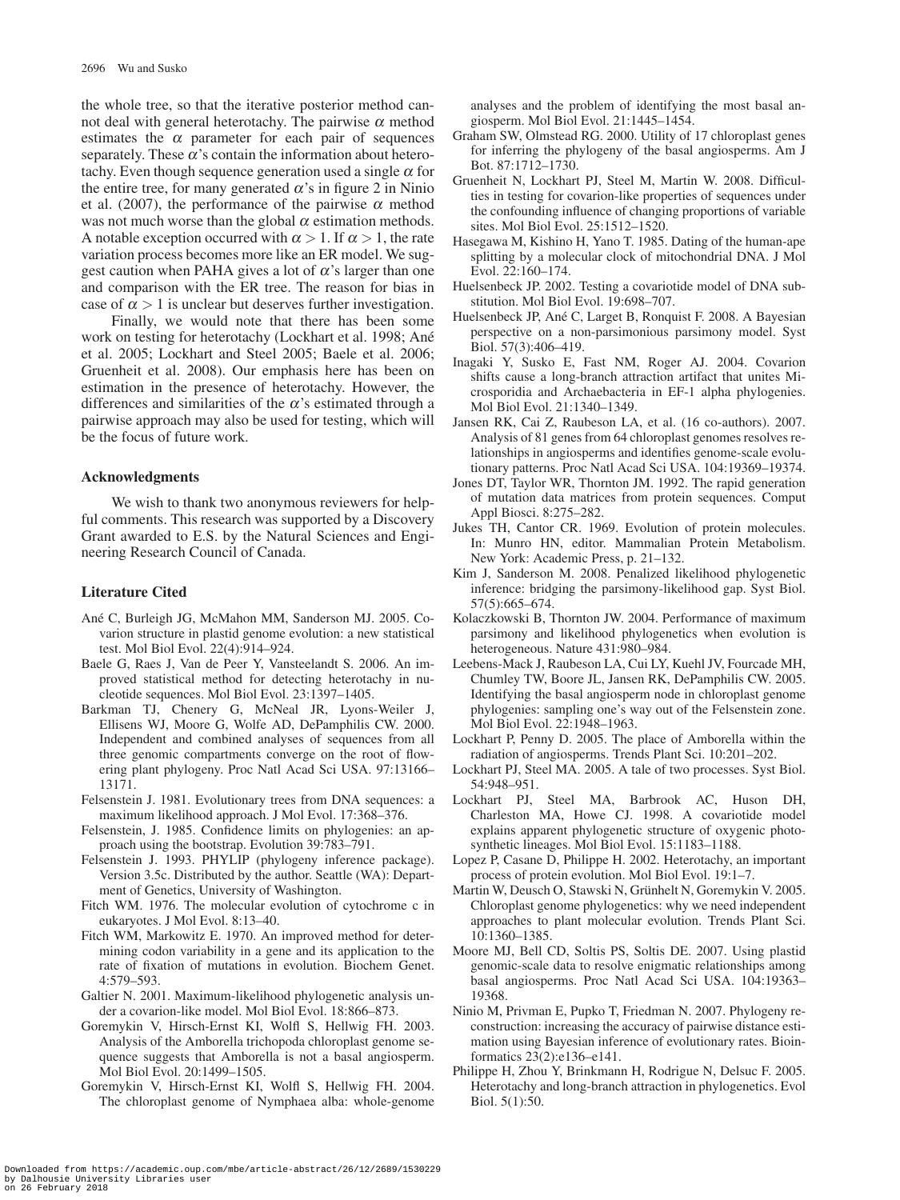the whole tree, so that the iterative posterior method cannot deal with general heterotachy. The pairwise $\alpha$ method estimates the $\alpha$ parameter for each pair of sequences separately. These $\alpha$'s contain the information about heterotachy. Even though sequence generation used a single $\alpha$ for the entire tree, for many generated $\alpha$'s in figure 2 in Ninio et al. (2007), the performance of the pairwise $\alpha$ method was not much worse than the global $\alpha$ estimation methods. A notable exception occurred with $\alpha > 1$. If $\alpha > 1$, the rate variation process becomes more like an ER model. We suggest caution when PAHA gives a lot of $\alpha$'s larger than one and comparison with the ER tree. The reason for bias in case of $\alpha > 1$ is unclear but deserves further investigation.

Finally, we would note that there has been some work on testing for heterotachy (Lockhart et al. 1998; Ané et al. 2005; Lockhart and Steel 2005; Baele et al. 2006; Gruenheit et al. 2008). Our emphasis here has been on estimation in the presence of heterotachy. However, the differences and similarities of the $\alpha$'s estimated through a pairwise approach may also be used for testing, which will be the focus of future work.

## Acknowledgments

We wish to thank two anonymous reviewers for helpful comments. This research was supported by a Discovery Grant awarded to E.S. by the Natural Sciences and Engineering Research Council of Canada.

## Literature Cited

- Ané C, Burleigh JG, McMahon MM, Sanderson MJ. 2005. Covarion structure in plastid genome evolution: a new statistical test. Mol Biol Evol. 22(4):914–924.
- Baele G, Raes J, Van de Peer Y, Vansteelandt S. 2006. An improved statistical method for detecting heterotachy in nucleotide sequences. Mol Biol Evol. 23:1397–1405.
- Barkman TJ, Chenery G, McNeal JR, Lyons-Weiler J, Ellisens WJ, Moore G, Wolfe AD, DePamphilis CW. 2000. Independent and combined analyses of sequences from all three genomic compartments converge on the root of flowering plant phylogeny. Proc Natl Acad Sci USA. 97:13166–13171.
- Felsenstein J. 1981. Evolutionary trees from DNA sequences: a maximum likelihood approach. J Mol Evol. 17:368–376.
- Felsenstein, J. 1985. Confidence limits on phylogenies: an approach using the bootstrap. Evolution 39:783–791.
- Felsenstein J. 1993. PHYLIP (phylogeny inference package). Version 3.5c. Distributed by the author. Seattle (WA): Department of Genetics, University of Washington.
- Fitch WM. 1976. The molecular evolution of cytochrome c in eukaryotes. J Mol Evol. 8:13–40.
- Fitch WM, Markowitz E. 1970. An improved method for determining codon variability in a gene and its application to the rate of fixation of mutations in evolution. Biochem Genet. 4:579–593.
- Galtier N. 2001. Maximum-likelihood phylogenetic analysis under a covarion-like model. Mol Biol Evol. 18:866–873.
- Goremykin V, Hirsch-Ernst KI, Wolfl S, Hellwig FH. 2003. Analysis of the Amborella trichopoda chloroplast genome sequence suggests that Amborella is not a basal angiosperm. Mol Biol Evol. 20:1499–1505.
- Goremykin V, Hirsch-Ernst KI, Wolfl S, Hellwig FH. 2004. The chloroplast genome of Nymphaea alba: whole-genome analyses and the problem of identifying the most basal angiosperm. Mol Biol Evol. 21:1445–1454.
- Graham SW, Olmstead RG. 2000. Utility of 17 chloroplast genes for inferring the phylogeny of the basal angiosperms. Am J Bot. 87:1712–1730.
- Gruenheit N, Lockhart PJ, Steel M, Martin W. 2008. Difficulties in testing for covarion-like properties of sequences under the confounding influence of changing proportions of variable sites. Mol Biol Evol. 25:1512–1520.
- Hasegawa M, Kishino H, Yano T. 1985. Dating of the human-ape splitting by a molecular clock of mitochondrial DNA. J Mol Evol. 22:160–174.
- Huelsenbeck JP. 2002. Testing a covariotide model of DNA substitution. Mol Biol Evol. 19:698–707.
- Huelsenbeck JP, Ané C, Larget B, Ronquist F. 2008. A Bayesian perspective on a non-parsimonious parsimony model. Syst Biol. 57(3):406–419.
- Inagaki Y, Susko E, Fast NM, Roger AJ. 2004. Covarion shifts cause a long-branch attraction artifact that unites Microsporidia and Archaebacteria in EF-1 alpha phylogenies. Mol Biol Evol. 21:1340–1349.
- Jansen RK, Cai Z, Raubeson LA, et al. (16 co-authors). 2007. Analysis of 81 genes from 64 chloroplast genomes resolves relationships in angiosperms and identifies genome-scale evolutionary patterns. Proc Natl Acad Sci USA. 104:19369–19374.
- Jones DT, Taylor WR, Thornton JM. 1992. The rapid generation of mutation data matrices from protein sequences. Comput Appl Biosci. 8:275–282.
- Jukes TH, Cantor CR. 1969. Evolution of protein molecules. In: Munro HN, editor. Mammalian Protein Metabolism. New York: Academic Press, p. 21–132.
- Kim J, Sanderson M. 2008. Penalized likelihood phylogenetic inference: bridging the parsimony-likelihood gap. Syst Biol. 57(5):665–674.
- Kolaczkowski B, Thornton JW. 2004. Performance of maximum parsimony and likelihood phylogenetics when evolution is heterogeneous. Nature 431:980–984.
- Leebens-Mack J, Raubeson LA, Cui LY, Kuehl JV, Fourcade MH, Chumley TW, Boore JL, Jansen RK, DePamphilis CW. 2005. Identifying the basal angiosperm node in chloroplast genome phylogenies: sampling one's way out of the Felsenstein zone. Mol Biol Evol. 22:1948–1963.
- Lockhart P, Penny D. 2005. The place of Amborella within the radiation of angiosperms. Trends Plant Sci. 10:201–202.
- Lockhart PJ, Steel MA. 2005. A tale of two processes. Syst Biol. 54:948–951.
- Lockhart PJ, Steel MA, Barbrook AC, Huson DH, Charleston MA, Howe CJ. 1998. A covariotide model explains apparent phylogenetic structure of oxygenic photosynthetic lineages. Mol Biol Evol. 15:1183–1188.
- Lopez P, Casane D, Philippe H. 2002. Heterotachy, an important process of protein evolution. Mol Biol Evol. 19:1–7.
- Martin W, Deusch O, Stawski N, Grünhelt N, Goremykin V. 2005. Chloroplast genome phylogenetics: why we need independent approaches to plant molecular evolution. Trends Plant Sci. 10:1360–1385.
- Moore MJ, Bell CD, Soltis PS, Soltis DE. 2007. Using plastid genomic-scale data to resolve enigmatic relationships among basal angiosperms. Proc Natl Acad Sci USA. 104:19363–19368.
- Ninio M, Privman E, Pupko T, Friedman N. 2007. Phylogeny reconstruction: increasing the accuracy of pairwise distance estimation using Bayesian inference of evolutionary rates. Bioinformatics 23(2):e136–e141.
- Philippe H, Zhou Y, Brinkmann H, Rodrigue N, Delsuc F. 2005. Heterotachy and long-branch attraction in phylogenetics. Evol Biol. 5(1):50.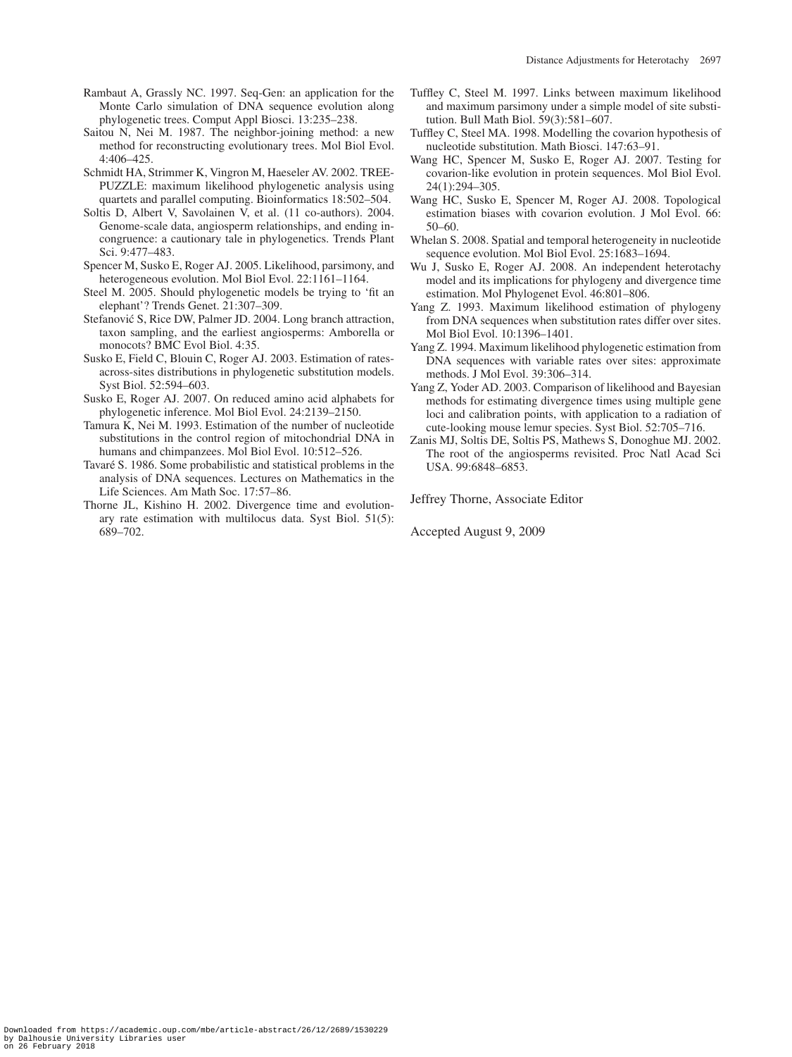Rambaut A, Grassly NC. 1997. Seq-Gen: an application for the Monte Carlo simulation of DNA sequence evolution along phylogenetic trees. Comput Appl Biosci. 13:235–238.

Saitou N, Nei M. 1987. The neighbor-joining method: a new method for reconstructing evolutionary trees. Mol Biol Evol. 4:406–425.

Schmidt HA, Strimmer K, Vingron M, Haeseler AV. 2002. TREE-PUZZLE: maximum likelihood phylogenetic analysis using quartets and parallel computing. Bioinformatics 18:502–504.

Soltis D, Albert V, Savolainen V, et al. (11 co-authors). 2004. Genome-scale data, angiosperm relationships, and ending incongruence: a cautionary tale in phylogenetics. Trends Plant Sci. 9:477–483.

Spencer M, Susko E, Roger AJ. 2005. Likelihood, parsimony, and heterogeneous evolution. Mol Biol Evol. 22:1161–1164.

Steel M. 2005. Should phylogenetic models be trying to 'fit an elephant'? Trends Genet. 21:307–309.

Stefanović S, Rice DW, Palmer JD. 2004. Long branch attraction, taxon sampling, and the earliest angiosperms: Amborella or monocots? BMC Evol Biol. 4:35.

Susko E, Field C, Blouin C, Roger AJ. 2003. Estimation of rates-across-sites distributions in phylogenetic substitution models. Syst Biol. 52:594–603.

Susko E, Roger AJ. 2007. On reduced amino acid alphabets for phylogenetic inference. Mol Biol Evol. 24:2139–2150.

Tamura K, Nei M. 1993. Estimation of the number of nucleotide substitutions in the control region of mitochondrial DNA in humans and chimpanzees. Mol Biol Evol. 10:512–526.

Tavaré S. 1986. Some probabilistic and statistical problems in the analysis of DNA sequences. Lectures on Mathematics in the Life Sciences. Am Math Soc. 17:57–86.

Thorne JL, Kishino H. 2002. Divergence time and evolutionary rate estimation with multilocus data. Syst Biol. 51(5): 689–702.

Tuffley C, Steel M. 1997. Links between maximum likelihood and maximum parsimony under a simple model of site substitution. Bull Math Biol. 59(3):581–607.

Tuffley C, Steel MA. 1998. Modelling the covarion hypothesis of nucleotide substitution. Math Biosci. 147:63–91.

Wang HC, Spencer M, Susko E, Roger AJ. 2007. Testing for covarion-like evolution in protein sequences. Mol Biol Evol. 24(1):294–305.

Wang HC, Susko E, Spencer M, Roger AJ. 2008. Topological estimation biases with covarion evolution. J Mol Evol. 66: 50–60.

Whelan S. 2008. Spatial and temporal heterogeneity in nucleotide sequence evolution. Mol Biol Evol. 25:1683–1694.

Wu J, Susko E, Roger AJ. 2008. An independent heterotachy model and its implications for phylogeny and divergence time estimation. Mol Phylogenet Evol. 46:801–806.

Yang Z. 1993. Maximum likelihood estimation of phylogeny from DNA sequences when substitution rates differ over sites. Mol Biol Evol. 10:1396–1401.

Yang Z. 1994. Maximum likelihood phylogenetic estimation from DNA sequences with variable rates over sites: approximate methods. J Mol Evol. 39:306–314.

Yang Z, Yoder AD. 2003. Comparison of likelihood and Bayesian methods for estimating divergence times using multiple gene loci and calibration points, with application to a radiation of cute-looking mouse lemur species. Syst Biol. 52:705–716.

Zanis MJ, Soltis DE, Soltis PS, Mathews S, Donoghue MJ. 2002. The root of the angiosperms revisited. Proc Natl Acad Sci USA. 99:6848–6853.

Jeffrey Thorne, Associate Editor

Accepted August 9, 2009